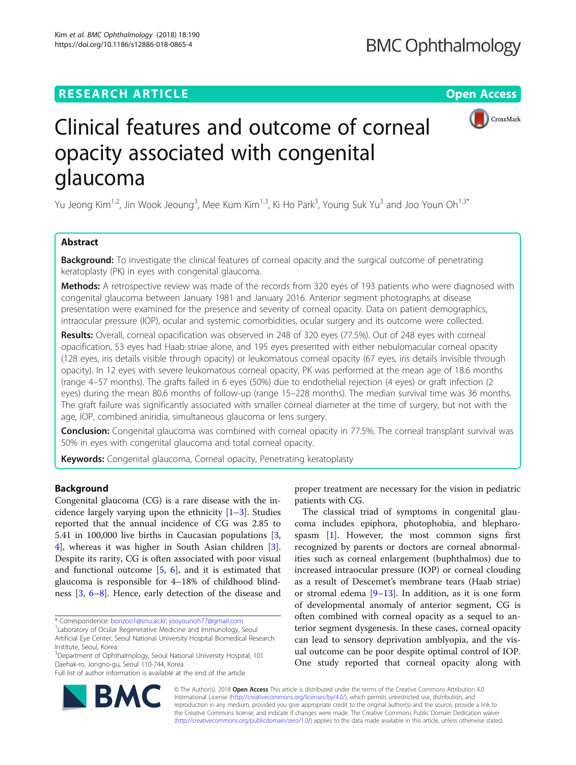**RESEARCH ARTICLE** **Open Access**

# Clinical features and outcome of corneal opacity associated with congenital glaucoma

Yu Jeong Kim[1,2], Jin Wook Jeoung[3], Mee Kum Kim[1,3], Ki Ho Park[3], Young Suk Yu[3] and Joo Youn Oh[1,3*]

## Abstract

**Background:** To investigate the clinical features of corneal opacity and the surgical outcome of penetrating keratoplasty (PK) in eyes with congenital glaucoma.

**Methods:** A retrospective review was made of the records from 320 eyes of 193 patients who were diagnosed with congenital glaucoma between January 1981 and January 2016. Anterior segment photographs at disease presentation were examined for the presence and severity of corneal opacity. Data on patient demographics, intraocular pressure (IOP), ocular and systemic comorbidities, ocular surgery and its outcome were collected.

**Results:** Overall, corneal opacification was observed in 248 of 320 eyes (77.5%). Out of 248 eyes with corneal opacification, 53 eyes had Haab striae alone, and 195 eyes presented with either nebulomacular corneal opacity (128 eyes, iris details visible through opacity) or leukomatous corneal opacity (67 eyes, iris details invisible through opacity). In 12 eyes with severe leukomatous corneal opacity, PK was performed at the mean age of 18.6 months (range 4–57 months). The grafts failed in 6 eyes (50%) due to endothelial rejection (4 eyes) or graft infection (2 eyes) during the mean 80.6 months of follow-up (range 15–228 months). The median survival time was 36 months. The graft failure was significantly associated with smaller corneal diameter at the time of surgery, but not with the age, IOP, combined aniridia, simultaneous glaucoma or lens surgery.

**Conclusion:** Congenital glaucoma was combined with corneal opacity in 77.5%. The corneal transplant survival was 50% in eyes with congenital glaucoma and total corneal opacity.

**Keywords:** Congenital glaucoma, Corneal opacity, Penetrating keratoplasty

## Background

Congenital glaucoma (CG) is a rare disease with the incidence largely varying upon the ethnicity [1–3]. Studies reported that the annual incidence of CG was 2.85 to 5.41 in 100,000 live births in Caucasian populations [3, 4], whereas it was higher in South Asian children [3]. Despite its rarity, CG is often associated with poor visual and functional outcome [5, 6], and it is estimated that glaucoma is responsible for 4–18% of childhood blindness [3, 6–8]. Hence, early detection of the disease and proper treatment are necessary for the vision in pediatric patients with CG.

The classical triad of symptoms in congenital glaucoma includes epiphora, photophobia, and blepharospasm [1]. However, the most common signs first recognized by parents or doctors are corneal abnormalities such as corneal enlargement (buphthalmos) due to increased intraocular pressure (IOP) or corneal clouding as a result of Descemet's membrane tears (Haab striae) or stromal edema [9–13]. In addition, as it is one form of developmental anomaly of anterior segment, CG is often combined with corneal opacity as a sequel to anterior segment dysgenesis. In these cases, corneal opacity can lead to sensory deprivation amblyopia, and the visual outcome can be poor despite optimal control of IOP. One study reported that corneal opacity along with

\* Correspondence: bonzoo1@snu.ac.kr; jooyounoh77@gmail.com
[1]Laboratory of Ocular Regenerative Medicine and Immunology, Seoul Artificial Eye Center, Seoul National University Hospital Biomedical Research Institute, Seoul, Korea
[3]Department of Ophthalmology, Seoul National University Hospital, 101 Daehak-ro, Jongno-gu, Seoul 110-744, Korea
Full list of author information is available at the end of the article

© The Author(s). 2018 **Open Access** This article is distributed under the terms of the Creative Commons Attribution 4.0 International License (http://creativecommons.org/licenses/by/4.0/), which permits unrestricted use, distribution, and reproduction in any medium, provided you give appropriate credit to the original author(s) and the source, provide a link to the Creative Commons license, and indicate if changes were made. The Creative Commons Public Domain Dedication waiver (http://creativecommons.org/publicdomain/zero/1.0/) applies to the data made available in this article, unless otherwise stated.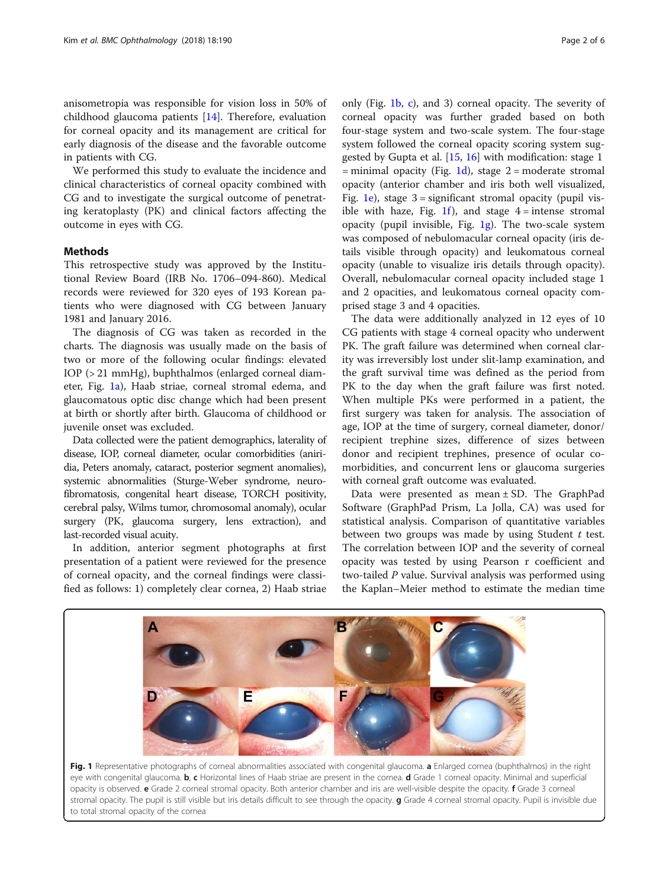anisometropia was responsible for vision loss in 50% of childhood glaucoma patients [14]. Therefore, evaluation for corneal opacity and its management are critical for early diagnosis of the disease and the favorable outcome in patients with CG.

We performed this study to evaluate the incidence and clinical characteristics of corneal opacity combined with CG and to investigate the surgical outcome of penetrating keratoplasty (PK) and clinical factors affecting the outcome in eyes with CG.

## Methods

This retrospective study was approved by the Institutional Review Board (IRB No. 1706–094-860). Medical records were reviewed for 320 eyes of 193 Korean patients who were diagnosed with CG between January 1981 and January 2016.

The diagnosis of CG was taken as recorded in the charts. The diagnosis was usually made on the basis of two or more of the following ocular findings: elevated IOP (> 21 mmHg), buphthalmos (enlarged corneal diameter, Fig. 1a), Haab striae, corneal stromal edema, and glaucomatous optic disc change which had been present at birth or shortly after birth. Glaucoma of childhood or juvenile onset was excluded.

Data collected were the patient demographics, laterality of disease, IOP, corneal diameter, ocular comorbidities (aniridia, Peters anomaly, cataract, posterior segment anomalies), systemic abnormalities (Sturge-Weber syndrome, neurofibromatosis, congenital heart disease, TORCH positivity, cerebral palsy, Wilms tumor, chromosomal anomaly), ocular surgery (PK, glaucoma surgery, lens extraction), and last-recorded visual acuity.

In addition, anterior segment photographs at first presentation of a patient were reviewed for the presence of corneal opacity, and the corneal findings were classified as follows: 1) completely clear cornea, 2) Haab striae only (Fig. 1b, c), and 3) corneal opacity. The severity of corneal opacity was further graded based on both four-stage system and two-scale system. The four-stage system followed the corneal opacity scoring system suggested by Gupta et al. [15, 16] with modification: stage 1 = minimal opacity (Fig. 1d), stage 2 = moderate stromal opacity (anterior chamber and iris both well visualized, Fig. 1e), stage 3 = significant stromal opacity (pupil visible with haze, Fig. 1f), and stage 4 = intense stromal opacity (pupil invisible, Fig. 1g). The two-scale system was composed of nebulomacular corneal opacity (iris details visible through opacity) and leukomatous corneal opacity (unable to visualize iris details through opacity). Overall, nebulomacular corneal opacity included stage 1 and 2 opacities, and leukomatous corneal opacity comprised stage 3 and 4 opacities.

The data were additionally analyzed in 12 eyes of 10 CG patients with stage 4 corneal opacity who underwent PK. The graft failure was determined when corneal clarity was irreversibly lost under slit-lamp examination, and the graft survival time was defined as the period from PK to the day when the graft failure was first noted. When multiple PKs were performed in a patient, the first surgery was taken for analysis. The association of age, IOP at the time of surgery, corneal diameter, donor/recipient trephine sizes, difference of sizes between donor and recipient trephines, presence of ocular comorbidities, and concurrent lens or glaucoma surgeries with corneal graft outcome was evaluated.

Data were presented as mean ± SD. The GraphPad Software (GraphPad Prism, La Jolla, CA) was used for statistical analysis. Comparison of quantitative variables between two groups was made by using Student *t* test. The correlation between IOP and the severity of corneal opacity was tested by using Pearson r coefficient and two-tailed *P* value. Survival analysis was performed using the Kaplan–Meier method to estimate the median time

**Fig. 1** Representative photographs of corneal abnormalities associated with congenital glaucoma. **a** Enlarged cornea (buphthalmos) in the right eye with congenital glaucoma. **b**, **c** Horizontal lines of Haab striae are present in the cornea. **d** Grade 1 corneal opacity. Minimal and superficial opacity is observed. **e** Grade 2 corneal stromal opacity. Both anterior chamber and iris are well-visible despite the opacity. **f** Grade 3 corneal stromal opacity. The pupil is still visible but iris details difficult to see through the opacity. **g** Grade 4 corneal stromal opacity. Pupil is invisible due to total stromal opacity of the cornea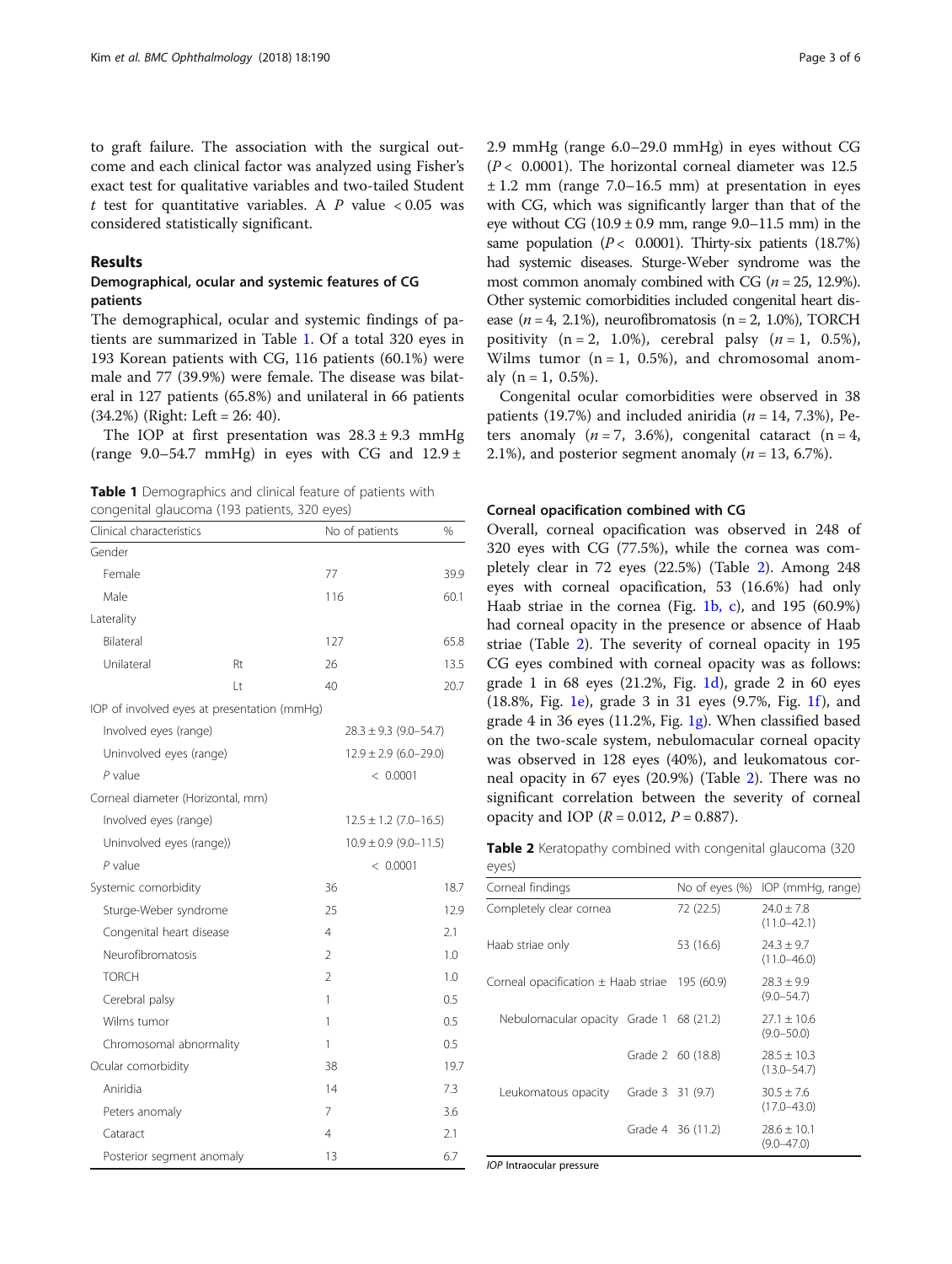to graft failure. The association with the surgical outcome and each clinical factor was analyzed using Fisher's exact test for qualitative variables and two-tailed Student *t* test for quantitative variables. A *P* value $< 0.05$ was considered statistically significant.

## Results

### Demographical, ocular and systemic features of CG patients

The demographical, ocular and systemic findings of patients are summarized in Table 1. Of a total 320 eyes in 193 Korean patients with CG, 116 patients (60.1%) were male and 77 (39.9%) were female. The disease was bilateral in 127 patients (65.8%) and unilateral in 66 patients (34.2%) (Right: Left = 26: 40).

The IOP at first presentation was $28.3 \pm 9.3$ mmHg (range 9.0–54.7 mmHg) in eyes with CG and $12.9 \pm 2.9$ mmHg (range 6.0–29.0 mmHg) in eyes without CG ($P < 0.0001$). The horizontal corneal diameter was $12.5 \pm 1.2$ mm (range 7.0–16.5 mm) at presentation in eyes with CG, which was significantly larger than that of the eye without CG ($10.9 \pm 0.9$ mm, range 9.0–11.5 mm) in the same population ($P < 0.0001$). Thirty-six patients (18.7%) had systemic diseases. Sturge-Weber syndrome was the most common anomaly combined with CG ($n = 25$, 12.9%). Other systemic comorbidities included congenital heart disease ($n = 4$, 2.1%), neurofibromatosis ($n = 2$, 1.0%), TORCH positivity ($n = 2$, 1.0%), cerebral palsy ($n = 1$, 0.5%), Wilms tumor ($n = 1$, 0.5%), and chromosomal anomaly ($n = 1$, 0.5%).

Congenital ocular comorbidities were observed in 38 patients (19.7%) and included aniridia ($n = 14$, 7.3%), Peters anomaly ($n = 7$, 3.6%), congenital cataract ($n = 4$, 2.1%), and posterior segment anomaly ($n = 13$, 6.7%).

**Table 1** Demographics and clinical feature of patients with congenital glaucoma (193 patients, 320 eyes)

| Clinical characteristics | | No of patients | % |
|---|---|---|---|
| Gender | | | |
| Female | | 77 | 39.9 |
| Male | | 116 | 60.1 |
| Laterality | | | |
| Bilateral | | 127 | 65.8 |
| Unilateral | Rt | 26 | 13.5 |
| | Lt | 40 | 20.7 |
| IOP of involved eyes at presentation (mmHg) | | | |
| Involved eyes (range) | | 28.3 ± 9.3 (9.0–54.7) | |
| Uninvolved eyes (range) | | 12.9 ± 2.9 (6.0–29.0) | |
| *P* value | | < 0.0001 | |
| Corneal diameter (Horizontal, mm) | | | |
| Involved eyes (range) | | 12.5 ± 1.2 (7.0–16.5) | |
| Uninvolved eyes (range)) | | 10.9 ± 0.9 (9.0–11.5) | |
| *P* value | | < 0.0001 | |
| Systemic comorbidity | | 36 | 18.7 |
| Sturge-Weber syndrome | | 25 | 12.9 |
| Congenital heart disease | | 4 | 2.1 |
| Neurofibromatosis | | 2 | 1.0 |
| TORCH | | 2 | 1.0 |
| Cerebral palsy | | 1 | 0.5 |
| Wilms tumor | | 1 | 0.5 |
| Chromosomal abnormality | | 1 | 0.5 |
| Ocular comorbidity | | 38 | 19.7 |
| Aniridia | | 14 | 7.3 |
| Peters anomaly | | 7 | 3.6 |
| Cataract | | 4 | 2.1 |
| Posterior segment anomaly | | 13 | 6.7 |

### Corneal opacification combined with CG

Overall, corneal opacification was observed in 248 of 320 eyes with CG (77.5%), while the cornea was completely clear in 72 eyes (22.5%) (Table 2). Among 248 eyes with corneal opacification, 53 (16.6%) had only Haab striae in the cornea (Fig. 1b, c), and 195 (60.9%) had corneal opacity in the presence or absence of Haab striae (Table 2). The severity of corneal opacity in 195 CG eyes combined with corneal opacity was as follows: grade 1 in 68 eyes (21.2%, Fig. 1d), grade 2 in 60 eyes (18.8%, Fig. 1e), grade 3 in 31 eyes (9.7%, Fig. 1f), and grade 4 in 36 eyes (11.2%, Fig. 1g). When classified based on the two-scale system, nebulomacular corneal opacity was observed in 128 eyes (40%), and leukomatous corneal opacity in 67 eyes (20.9%) (Table 2). There was no significant correlation between the severity of corneal opacity and IOP ($R = 0.012$, $P = 0.887$).

**Table 2** Keratopathy combined with congenital glaucoma (320 eyes)

| Corneal findings | | No of eyes (%) | IOP (mmHg, range) |
|---|---|---|---|
| Completely clear cornea | | 72 (22.5) | 24.0 ± 7.8 (11.0–42.1) |
| Haab striae only | | 53 (16.6) | 24.3 ± 9.7 (11.0–46.0) |
| Corneal opacification ± Haab striae | | 195 (60.9) | 28.3 ± 9.9 (9.0–54.7) |
| Nebulomacular opacity | Grade 1 | 68 (21.2) | 27.1 ± 10.6 (9.0–50.0) |
| | Grade 2 | 60 (18.8) | 28.5 ± 10.3 (13.0–54.7) |
| Leukomatous opacity | Grade 3 | 31 (9.7) | 30.5 ± 7.6 (17.0–43.0) |
| | Grade 4 | 36 (11.2) | 28.6 ± 10.1 (9.0–47.0) |

*IOP* Intraocular pressure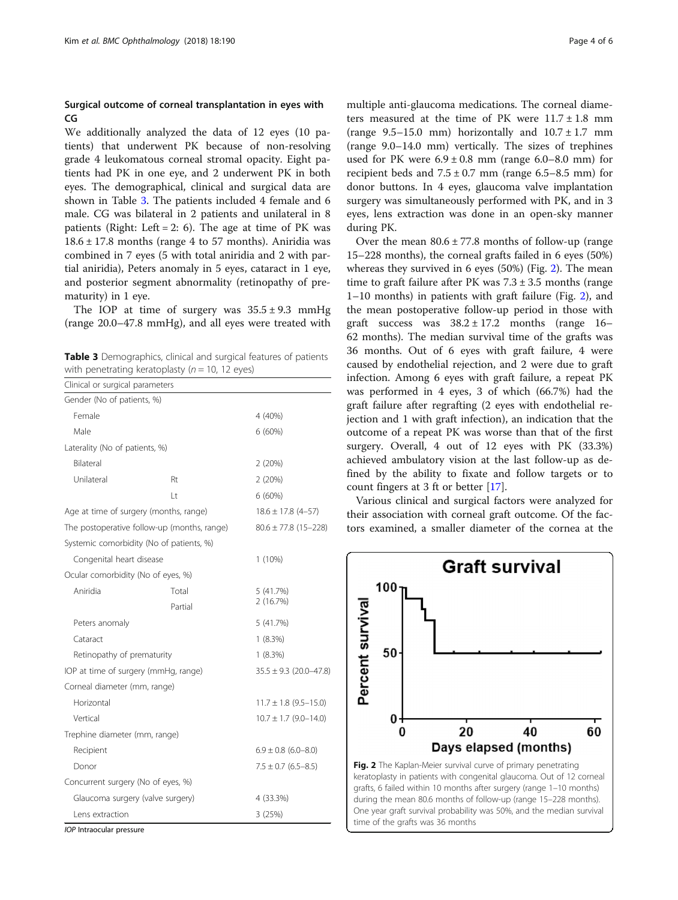## Surgical outcome of corneal transplantation in eyes with CG

We additionally analyzed the data of 12 eyes (10 patients) that underwent PK because of non-resolving grade 4 leukomatous corneal stromal opacity. Eight patients had PK in one eye, and 2 underwent PK in both eyes. The demographical, clinical and surgical data are shown in Table 3. The patients included 4 female and 6 male. CG was bilateral in 2 patients and unilateral in 8 patients (Right: Left = 2: 6). The age at time of PK was 18.6 ± 17.8 months (range 4 to 57 months). Aniridia was combined in 7 eyes (5 with total aniridia and 2 with partial aniridia), Peters anomaly in 5 eyes, cataract in 1 eye, and posterior segment abnormality (retinopathy of prematurity) in 1 eye.

The IOP at time of surgery was 35.5 ± 9.3 mmHg (range 20.0–47.8 mmHg), and all eyes were treated with multiple anti-glaucoma medications. The corneal diameters measured at the time of PK were 11.7 ± 1.8 mm (range 9.5–15.0 mm) horizontally and 10.7 ± 1.7 mm (range 9.0–14.0 mm) vertically. The sizes of trephines used for PK were 6.9 ± 0.8 mm (range 6.0–8.0 mm) for recipient beds and 7.5 ± 0.7 mm (range 6.5–8.5 mm) for donor buttons. In 4 eyes, glaucoma valve implantation surgery was simultaneously performed with PK, and in 3 eyes, lens extraction was done in an open-sky manner during PK.

Over the mean 80.6 ± 77.8 months of follow-up (range 15–228 months), the corneal grafts failed in 6 eyes (50%) whereas they survived in 6 eyes (50%) (Fig. 2). The mean time to graft failure after PK was 7.3 ± 3.5 months (range 1–10 months) in patients with graft failure (Fig. 2), and the mean postoperative follow-up period in those with graft success was 38.2 ± 17.2 months (range 16–62 months). The median survival time of the grafts was 36 months. Out of 6 eyes with graft failure, 4 were caused by endothelial rejection, and 2 were due to graft infection. Among 6 eyes with graft failure, a repeat PK was performed in 4 eyes, 3 of which (66.7%) had the graft failure after regrafting (2 eyes with endothelial rejection and 1 with graft infection), an indication that the outcome of a repeat PK was worse than that of the first surgery. Overall, 4 out of 12 eyes with PK (33.3%) achieved ambulatory vision at the last follow-up as defined by the ability to fixate and follow targets or to count fingers at 3 ft or better [17].

Various clinical and surgical factors were analyzed for their association with corneal graft outcome. Of the factors examined, a smaller diameter of the cornea at the

**Table 3** Demographics, clinical and surgical features of patients with penetrating keratoplasty ($n$ = 10, 12 eyes)

| Clinical or surgical parameters | | |
|---|---|---|
| Gender (No of patients, %) | | |
| Female | | 4 (40%) |
| Male | | 6 (60%) |
| Laterality (No of patients, %) | | |
| Bilateral | | 2 (20%) |
| Unilateral | Rt | 2 (20%) |
| | Lt | 6 (60%) |
| Age at time of surgery (months, range) | | 18.6 ± 17.8 (4–57) |
| The postoperative follow-up (months, range) | | 80.6 ± 77.8 (15–228) |
| Systemic comorbidity (No of patients, %) | | |
| Congenital heart disease | | 1 (10%) |
| Ocular comorbidity (No of eyes, %) | | |
| Aniridia | Total | 5 (41.7%) |
| | Partial | 2 (16.7%) |
| Peters anomaly | | 5 (41.7%) |
| Cataract | | 1 (8.3%) |
| Retinopathy of prematurity | | 1 (8.3%) |
| IOP at time of surgery (mmHg, range) | | 35.5 ± 9.3 (20.0–47.8) |
| Corneal diameter (mm, range) | | |
| Horizontal | | 11.7 ± 1.8 (9.5–15.0) |
| Vertical | | 10.7 ± 1.7 (9.0–14.0) |
| Trephine diameter (mm, range) | | |
| Recipient | | 6.9 ± 0.8 (6.0–8.0) |
| Donor | | 7.5 ± 0.7 (6.5–8.5) |
| Concurrent surgery (No of eyes, %) | | |
| Glaucoma surgery (valve surgery) | | 4 (33.3%) |
| Lens extraction | | 3 (25%) |

*IOP* Intraocular pressure

**Fig. 2** The Kaplan-Meier survival curve of primary penetrating keratoplasty in patients with congenital glaucoma. Out of 12 corneal grafts, 6 failed within 10 months after surgery (range 1–10 months) during the mean 80.6 months of follow-up (range 15–228 months). One year graft survival probability was 50%, and the median survival time of the grafts was 36 months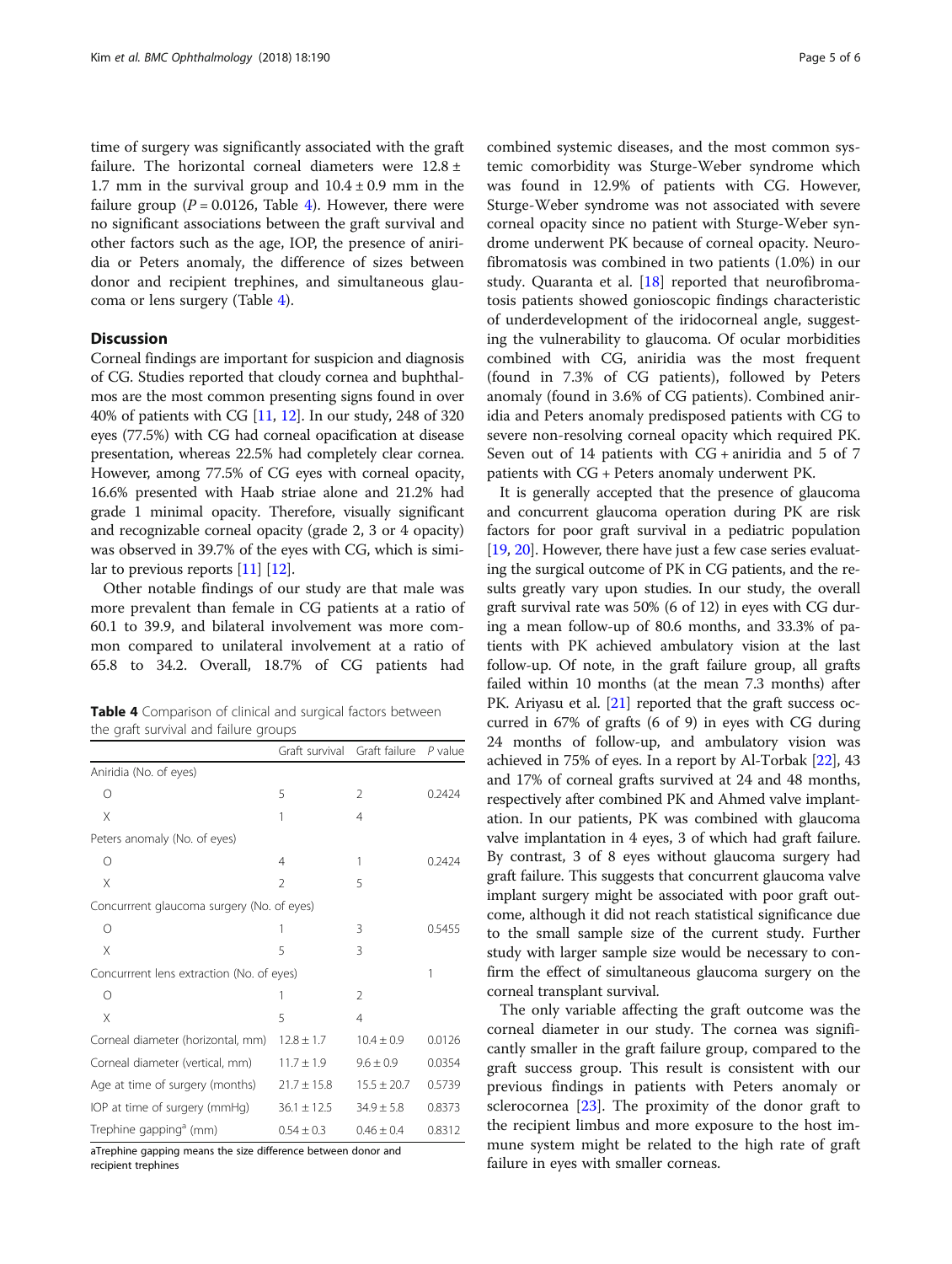time of surgery was significantly associated with the graft failure. The horizontal corneal diameters were 12.8 ± 1.7 mm in the survival group and 10.4 ± 0.9 mm in the failure group ($P = 0.0126$, Table 4). However, there were no significant associations between the graft survival and other factors such as the age, IOP, the presence of aniridia or Peters anomaly, the difference of sizes between donor and recipient trephines, and simultaneous glaucoma or lens surgery (Table 4).

## Discussion

Corneal findings are important for suspicion and diagnosis of CG. Studies reported that cloudy cornea and buphthalmos are the most common presenting signs found in over 40% of patients with CG [11, 12]. In our study, 248 of 320 eyes (77.5%) with CG had corneal opacification at disease presentation, whereas 22.5% had completely clear cornea. However, among 77.5% of CG eyes with corneal opacity, 16.6% presented with Haab striae alone and 21.2% had grade 1 minimal opacity. Therefore, visually significant and recognizable corneal opacity (grade 2, 3 or 4 opacity) was observed in 39.7% of the eyes with CG, which is similar to previous reports [11] [12].

Other notable findings of our study are that male was more prevalent than female in CG patients at a ratio of 60.1 to 39.9, and bilateral involvement was more common compared to unilateral involvement at a ratio of 65.8 to 34.2. Overall, 18.7% of CG patients had combined systemic diseases, and the most common systemic comorbidity was Sturge-Weber syndrome which was found in 12.9% of patients with CG. However, Sturge-Weber syndrome was not associated with severe corneal opacity since no patient with Sturge-Weber syndrome underwent PK because of corneal opacity. Neurofibromatosis was combined in two patients (1.0%) in our study. Quaranta et al. [18] reported that neurofibromatosis patients showed gonioscopic findings characteristic of underdevelopment of the iridocorneal angle, suggesting the vulnerability to glaucoma. Of ocular morbidities combined with CG, aniridia was the most frequent (found in 7.3% of CG patients), followed by Peters anomaly (found in 3.6% of CG patients). Combined aniridia and Peters anomaly predisposed patients with CG to severe non-resolving corneal opacity which required PK. Seven out of 14 patients with CG + aniridia and 5 of 7 patients with CG + Peters anomaly underwent PK.

**Table 4** Comparison of clinical and surgical factors between the graft survival and failure groups

| | Graft survival | Graft failure | P value |
|---|---|---|---|
| Aniridia (No. of eyes) | | | |
| O | 5 | 2 | 0.2424 |
| X | 1 | 4 | |
| Peters anomaly (No. of eyes) | | | |
| O | 4 | 1 | 0.2424 |
| X | 2 | 5 | |
| Concurrrent glaucoma surgery (No. of eyes) | | | |
| O | 1 | 3 | 0.5455 |
| X | 5 | 3 | |
| Concurrrent lens extraction (No. of eyes) | | | 1 |
| O | 1 | 2 | |
| X | 5 | 4 | |
| Corneal diameter (horizontal, mm) | 12.8 ± 1.7 | 10.4 ± 0.9 | 0.0126 |
| Corneal diameter (vertical, mm) | 11.7 ± 1.9 | 9.6 ± 0.9 | 0.0354 |
| Age at time of surgery (months) | 21.7 ± 15.8 | 15.5 ± 20.7 | 0.5739 |
| IOP at time of surgery (mmHg) | 36.1 ± 12.5 | 34.9 ± 5.8 | 0.8373 |
| Trephine gapping[a] (mm) | 0.54 ± 0.3 | 0.46 ± 0.4 | 0.8312 |

aTrephine gapping means the size difference between donor and recipient trephines

It is generally accepted that the presence of glaucoma and concurrent glaucoma operation during PK are risk factors for poor graft survival in a pediatric population [19, 20]. However, there have just a few case series evaluating the surgical outcome of PK in CG patients, and the results greatly vary upon studies. In our study, the overall graft survival rate was 50% (6 of 12) in eyes with CG during a mean follow-up of 80.6 months, and 33.3% of patients with PK achieved ambulatory vision at the last follow-up. Of note, in the graft failure group, all grafts failed within 10 months (at the mean 7.3 months) after PK. Ariyasu et al. [21] reported that the graft success occurred in 67% of grafts (6 of 9) in eyes with CG during 24 months of follow-up, and ambulatory vision was achieved in 75% of eyes. In a report by Al-Torbak [22], 43 and 17% of corneal grafts survived at 24 and 48 months, respectively after combined PK and Ahmed valve implantation. In our patients, PK was combined with glaucoma valve implantation in 4 eyes, 3 of which had graft failure. By contrast, 3 of 8 eyes without glaucoma surgery had graft failure. This suggests that concurrent glaucoma valve implant surgery might be associated with poor graft outcome, although it did not reach statistical significance due to the small sample size of the current study. Further study with larger sample size would be necessary to confirm the effect of simultaneous glaucoma surgery on the corneal transplant survival.

The only variable affecting the graft outcome was the corneal diameter in our study. The cornea was significantly smaller in the graft failure group, compared to the graft success group. This result is consistent with our previous findings in patients with Peters anomaly or sclerocornea [23]. The proximity of the donor graft to the recipient limbus and more exposure to the host immune system might be related to the high rate of graft failure in eyes with smaller corneas.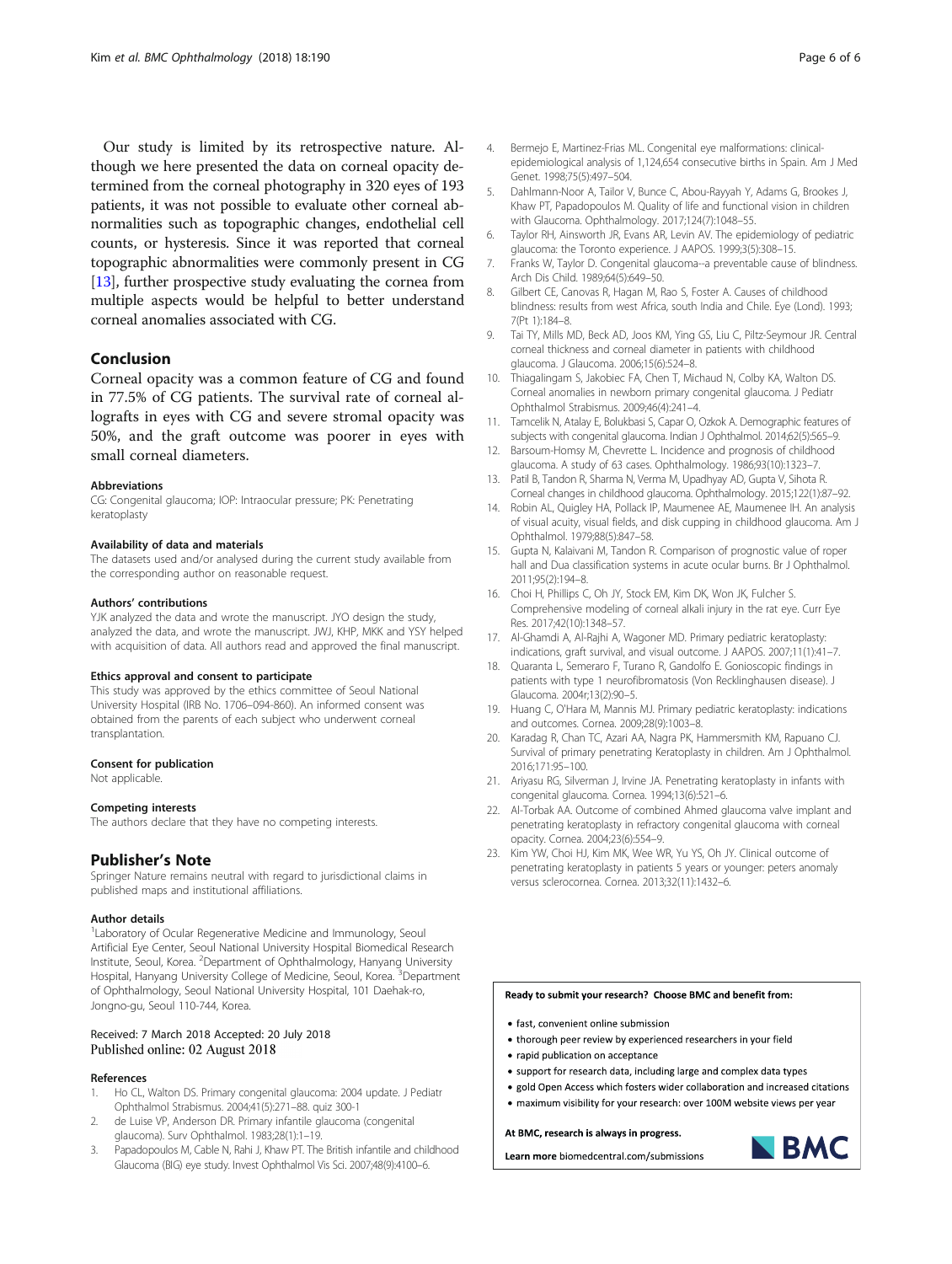Our study is limited by its retrospective nature. Although we here presented the data on corneal opacity determined from the corneal photography in 320 eyes of 193 patients, it was not possible to evaluate other corneal abnormalities such as topographic changes, endothelial cell counts, or hysteresis. Since it was reported that corneal topographic abnormalities were commonly present in CG [13], further prospective study evaluating the cornea from multiple aspects would be helpful to better understand corneal anomalies associated with CG.

## Conclusion

Corneal opacity was a common feature of CG and found in 77.5% of CG patients. The survival rate of corneal allografts in eyes with CG and severe stromal opacity was 50%, and the graft outcome was poorer in eyes with small corneal diameters.

### Abbreviations

CG: Congenital glaucoma; IOP: Intraocular pressure; PK: Penetrating keratoplasty

### Availability of data and materials

The datasets used and/or analysed during the current study available from the corresponding author on reasonable request.

### Authors' contributions

YJK analyzed the data and wrote the manuscript. JYO design the study, analyzed the data, and wrote the manuscript. JWJ, KHP, MKK and YSY helped with acquisition of data. All authors read and approved the final manuscript.

### Ethics approval and consent to participate

This study was approved by the ethics committee of Seoul National University Hospital (IRB No. 1706–094-860). An informed consent was obtained from the parents of each subject who underwent corneal transplantation.

### Consent for publication

Not applicable.

### Competing interests

The authors declare that they have no competing interests.

## Publisher's Note

Springer Nature remains neutral with regard to jurisdictional claims in published maps and institutional affiliations.

### Author details

[1]Laboratory of Ocular Regenerative Medicine and Immunology, Seoul Artificial Eye Center, Seoul National University Hospital Biomedical Research Institute, Seoul, Korea. [2]Department of Ophthalmology, Hanyang University Hospital, Hanyang University College of Medicine, Seoul, Korea. [3]Department of Ophthalmology, Seoul National University Hospital, 101 Daehak-ro, Jongno-gu, Seoul 110-744, Korea.

Received: 7 March 2018 Accepted: 20 July 2018
Published online: 02 August 2018

### References

1. Ho CL, Walton DS. Primary congenital glaucoma: 2004 update. J Pediatr Ophthalmol Strabismus. 2004;41(5):271–88. quiz 300-1
2. de Luise VP, Anderson DR. Primary infantile glaucoma (congenital glaucoma). Surv Ophthalmol. 1983;28(1):1–19.
3. Papadopoulos M, Cable N, Rahi J, Khaw PT. The British infantile and childhood Glaucoma (BIG) eye study. Invest Ophthalmol Vis Sci. 2007;48(9):4100–6.
4. Bermejo E, Martinez-Frias ML. Congenital eye malformations: clinical-epidemiological analysis of 1,124,654 consecutive births in Spain. Am J Med Genet. 1998;75(5):497–504.
5. Dahlmann-Noor A, Tailor V, Bunce C, Abou-Rayyah Y, Adams G, Brookes J, Khaw PT, Papadopoulos M. Quality of life and functional vision in children with Glaucoma. Ophthalmology. 2017;124(7):1048–55.
6. Taylor RH, Ainsworth JR, Evans AR, Levin AV. The epidemiology of pediatric glaucoma: the Toronto experience. J AAPOS. 1999;3(5):308–15.
7. Franks W, Taylor D. Congenital glaucoma--a preventable cause of blindness. Arch Dis Child. 1989;64(5):649–50.
8. Gilbert CE, Canovas R, Hagan M, Rao S, Foster A. Causes of childhood blindness: results from west Africa, south India and Chile. Eye (Lond). 1993; 7(Pt 1):184–8.
9. Tai TY, Mills MD, Beck AD, Joos KM, Ying GS, Liu C, Piltz-Seymour JR. Central corneal thickness and corneal diameter in patients with childhood glaucoma. J Glaucoma. 2006;15(6):524–8.
10. Thiagalingam S, Jakobiec FA, Chen T, Michaud N, Colby KA, Walton DS. Corneal anomalies in newborn primary congenital glaucoma. J Pediatr Ophthalmol Strabismus. 2009;46(4):241–4.
11. Tamcelik N, Atalay E, Bolukbasi S, Capar O, Ozkok A. Demographic features of subjects with congenital glaucoma. Indian J Ophthalmol. 2014;62(5):565–9.
12. Barsoum-Homsy M, Chevrette L. Incidence and prognosis of childhood glaucoma. A study of 63 cases. Ophthalmology. 1986;93(10):1323–7.
13. Patil B, Tandon R, Sharma N, Verma M, Upadhyay AD, Gupta V, Sihota R. Corneal changes in childhood glaucoma. Ophthalmology. 2015;122(1):87–92.
14. Robin AL, Quigley HA, Pollack IP, Maumenee AE, Maumenee IH. An analysis of visual acuity, visual fields, and disk cupping in childhood glaucoma. Am J Ophthalmol. 1979;88(5):847–58.
15. Gupta N, Kalaivani M, Tandon R. Comparison of prognostic value of roper hall and Dua classification systems in acute ocular burns. Br J Ophthalmol. 2011;95(2):194–8.
16. Choi H, Phillips C, Oh JY, Stock EM, Kim DK, Won JK, Fulcher S. Comprehensive modeling of corneal alkali injury in the rat eye. Curr Eye Res. 2017;42(10):1348–57.
17. Al-Ghamdi A, Al-Rajhi A, Wagoner MD. Primary pediatric keratoplasty: indications, graft survival, and visual outcome. J AAPOS. 2007;11(1):41–7.
18. Quaranta L, Semeraro F, Turano R, Gandolfo E. Gonioscopic findings in patients with type 1 neurofibromatosis (Von Recklinghausen disease). J Glaucoma. 2004r;13(2):90–5.
19. Huang C, O'Hara M, Mannis MJ. Primary pediatric keratoplasty: indications and outcomes. Cornea. 2009;28(9):1003–8.
20. Karadag R, Chan TC, Azari AA, Nagra PK, Hammersmith KM, Rapuano CJ. Survival of primary penetrating Keratoplasty in children. Am J Ophthalmol. 2016;171:95–100.
21. Ariyasu RG, Silverman J, Irvine JA. Penetrating keratoplasty in infants with congenital glaucoma. Cornea. 1994;13(6):521–6.
22. Al-Torbak AA. Outcome of combined Ahmed glaucoma valve implant and penetrating keratoplasty in refractory congenital glaucoma with corneal opacity. Cornea. 2004;23(6):554–9.
23. Kim YW, Choi HJ, Kim MK, Wee WR, Yu YS, Oh JY. Clinical outcome of penetrating keratoplasty in patients 5 years or younger: peters anomaly versus sclerocornea. Cornea. 2013;32(11):1432–6.

**Ready to submit your research? Choose BMC and benefit from:**

- fast, convenient online submission
- thorough peer review by experienced researchers in your field
- rapid publication on acceptance
- support for research data, including large and complex data types
- gold Open Access which fosters wider collaboration and increased citations
- maximum visibility for your research: over 100M website views per year

**At BMC, research is always in progress.**

**Learn more** biomedcentral.com/submissions

BMC